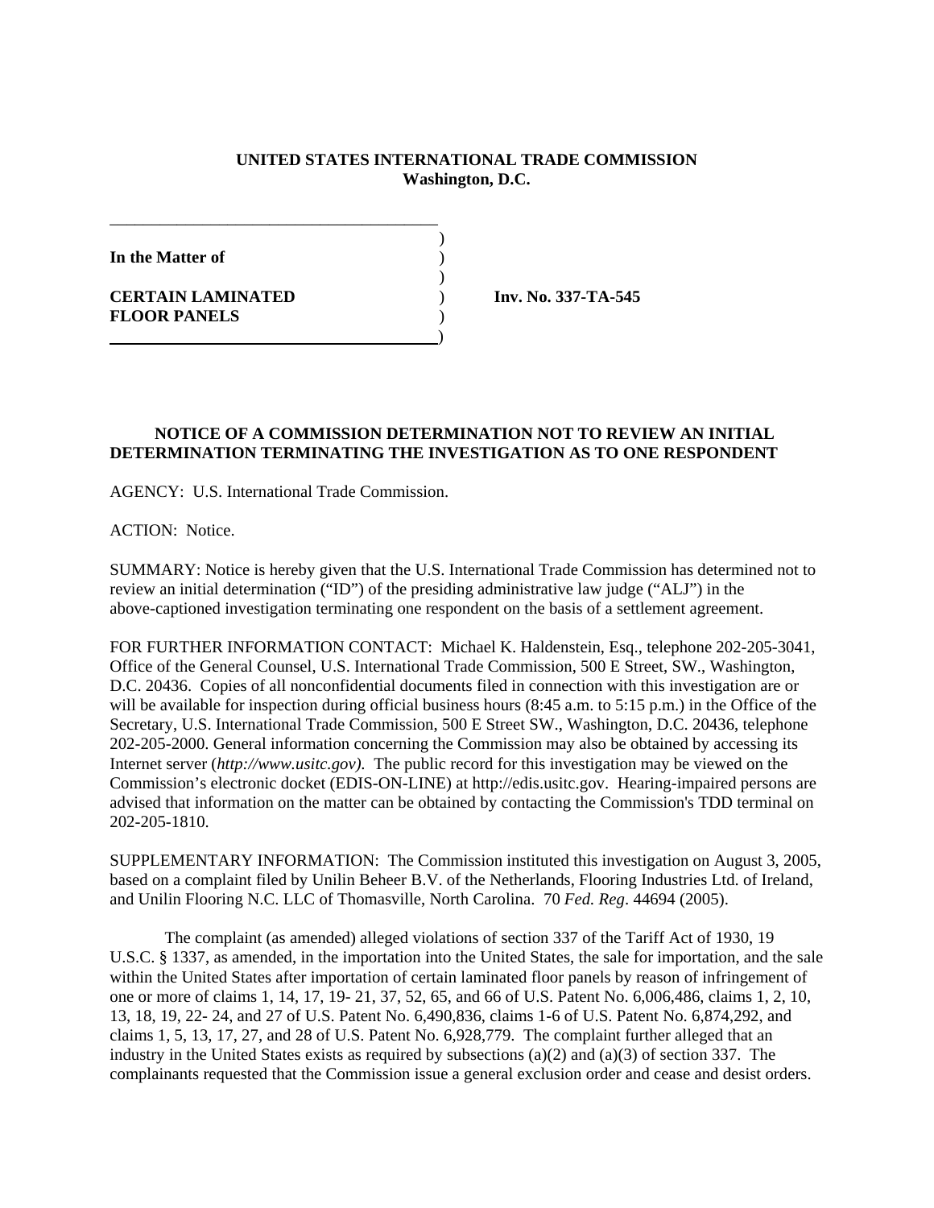**UNITED STATES INTERNATIONAL TRADE COMMISSION**
**Washington, D.C.**

**In the Matter of**

**CERTAIN LAMINATED FLOOR PANELS**

**Inv. No. 337-TA-545**

**NOTICE OF A COMMISSION DETERMINATION NOT TO REVIEW AN INITIAL DETERMINATION TERMINATING THE INVESTIGATION AS TO ONE RESPONDENT**

AGENCY: U.S. International Trade Commission.

ACTION: Notice.

SUMMARY: Notice is hereby given that the U.S. International Trade Commission has determined not to review an initial determination ("ID") of the presiding administrative law judge ("ALJ") in the above-captioned investigation terminating one respondent on the basis of a settlement agreement.

FOR FURTHER INFORMATION CONTACT: Michael K. Haldenstein, Esq., telephone 202-205-3041, Office of the General Counsel, U.S. International Trade Commission, 500 E Street, SW., Washington, D.C. 20436. Copies of all nonconfidential documents filed in connection with this investigation are or will be available for inspection during official business hours (8:45 a.m. to 5:15 p.m.) in the Office of the Secretary, U.S. International Trade Commission, 500 E Street SW., Washington, D.C. 20436, telephone 202-205-2000. General information concerning the Commission may also be obtained by accessing its Internet server (*http://www.usitc.gov).* The public record for this investigation may be viewed on the Commission's electronic docket (EDIS-ON-LINE) at http://edis.usitc.gov. Hearing-impaired persons are advised that information on the matter can be obtained by contacting the Commission's TDD terminal on 202-205-1810.

SUPPLEMENTARY INFORMATION: The Commission instituted this investigation on August 3, 2005, based on a complaint filed by Unilin Beheer B.V. of the Netherlands, Flooring Industries Ltd. of Ireland, and Unilin Flooring N.C. LLC of Thomasville, North Carolina. 70 *Fed. Reg*. 44694 (2005).

The complaint (as amended) alleged violations of section 337 of the Tariff Act of 1930, 19 U.S.C. § 1337, as amended, in the importation into the United States, the sale for importation, and the sale within the United States after importation of certain laminated floor panels by reason of infringement of one or more of claims 1, 14, 17, 19- 21, 37, 52, 65, and 66 of U.S. Patent No. 6,006,486, claims 1, 2, 10, 13, 18, 19, 22- 24, and 27 of U.S. Patent No. 6,490,836, claims 1-6 of U.S. Patent No. 6,874,292, and claims 1, 5, 13, 17, 27, and 28 of U.S. Patent No. 6,928,779. The complaint further alleged that an industry in the United States exists as required by subsections (a)(2) and (a)(3) of section 337. The complainants requested that the Commission issue a general exclusion order and cease and desist orders.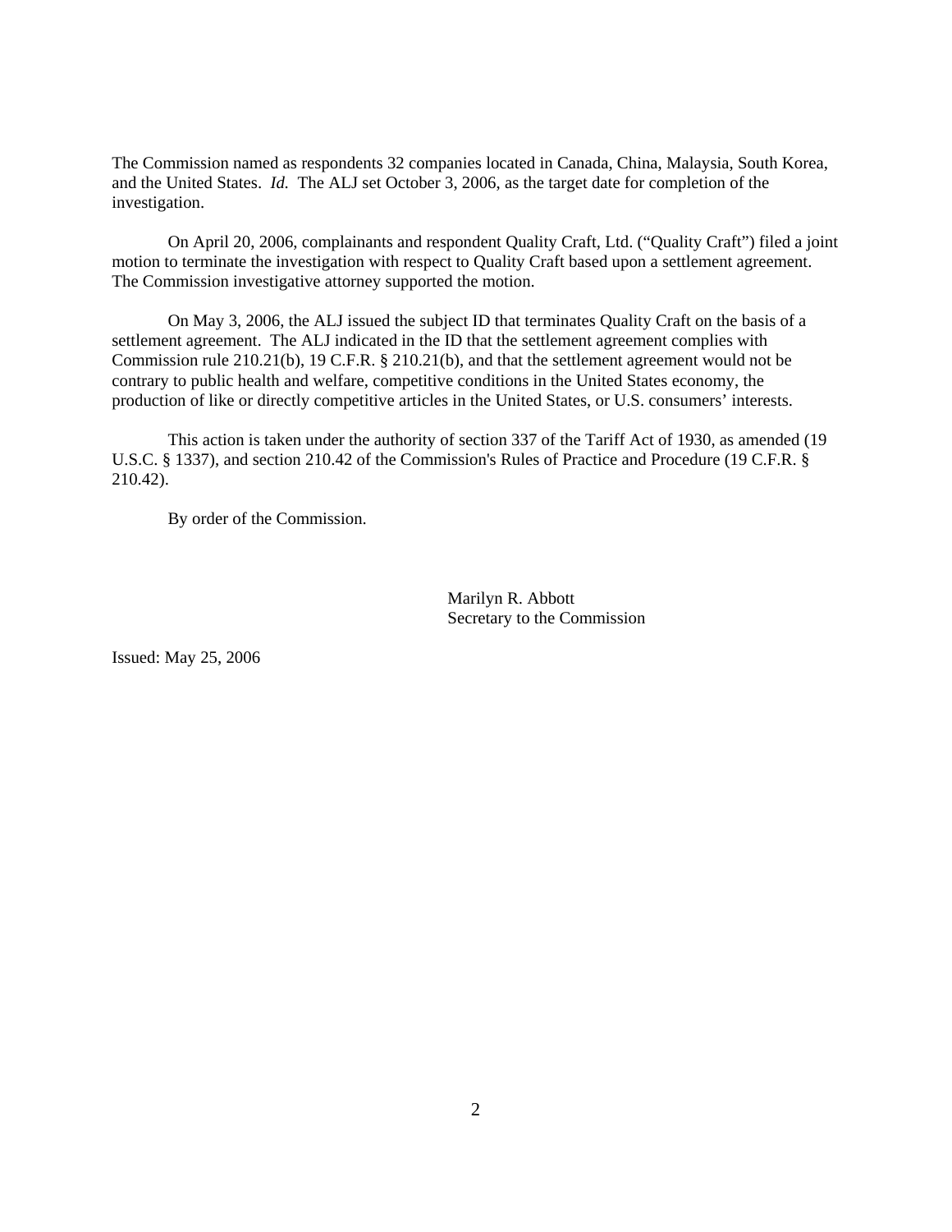The Commission named as respondents 32 companies located in Canada, China, Malaysia, South Korea, and the United States. *Id.* The ALJ set October 3, 2006, as the target date for completion of the investigation.

On April 20, 2006, complainants and respondent Quality Craft, Ltd. ("Quality Craft") filed a joint motion to terminate the investigation with respect to Quality Craft based upon a settlement agreement. The Commission investigative attorney supported the motion.

On May 3, 2006, the ALJ issued the subject ID that terminates Quality Craft on the basis of a settlement agreement. The ALJ indicated in the ID that the settlement agreement complies with Commission rule 210.21(b), 19 C.F.R. § 210.21(b), and that the settlement agreement would not be contrary to public health and welfare, competitive conditions in the United States economy, the production of like or directly competitive articles in the United States, or U.S. consumers' interests.

This action is taken under the authority of section 337 of the Tariff Act of 1930, as amended (19 U.S.C. § 1337), and section 210.42 of the Commission's Rules of Practice and Procedure (19 C.F.R. § 210.42).

By order of the Commission.

Marilyn R. Abbott
Secretary to the Commission

Issued: May 25, 2006